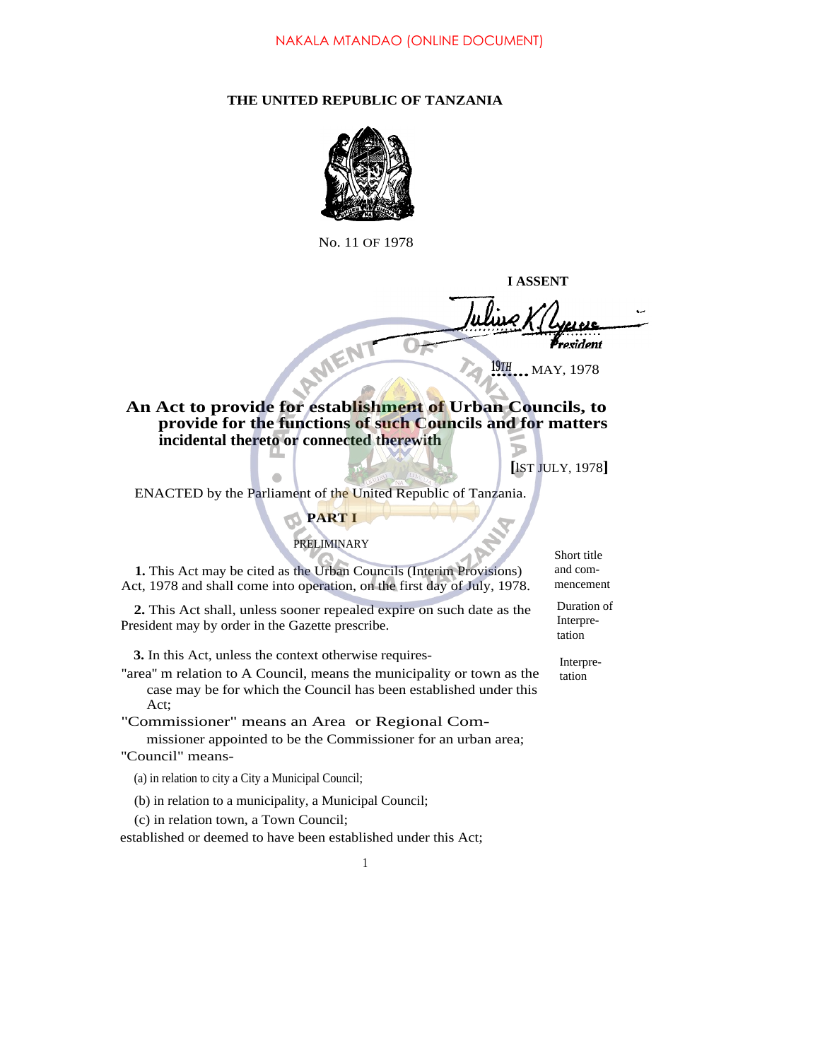NAKALA MTANDAO (ONLINE DOCUMENT)

**THE UNITED REPUBLIC OF TANZANIA**

No. 11 OF 1978

**I ASSENT**

Julius K Nyerere
*President*

19TH MAY, 1978

# An Act to provide for establishment of Urban Councils, to provide for the functions of such Councils and for matters incidental thereto or connected therewith

**[**1ST JULY, 1978**]**

ENACTED by the Parliament of the United Republic of Tanzania.

## PART I

### PRELIMINARY

Short title and commencement

**1.** This Act may be cited as the Urban Councils (Interim Provisions) Act, 1978 and shall come into operation, on the first day of July, 1978.

Duration of Interpretation

**2.** This Act shall, unless sooner repealed expire on such date as the President may by order in the Gazette prescribe.

Interpretation

**3.** In this Act, unless the context otherwise requires-

"area" m relation to A Council, means the municipality or town as the case may be for which the Council has been established under this Act;

"Commissioner" means an Area or Regional Commissioner appointed to be the Commissioner for an urban area;

"Council" means-

(a) in relation to city a City a Municipal Council;

(b) in relation to a municipality, a Municipal Council;

(c) in relation town, a Town Council;

established or deemed to have been established under this Act;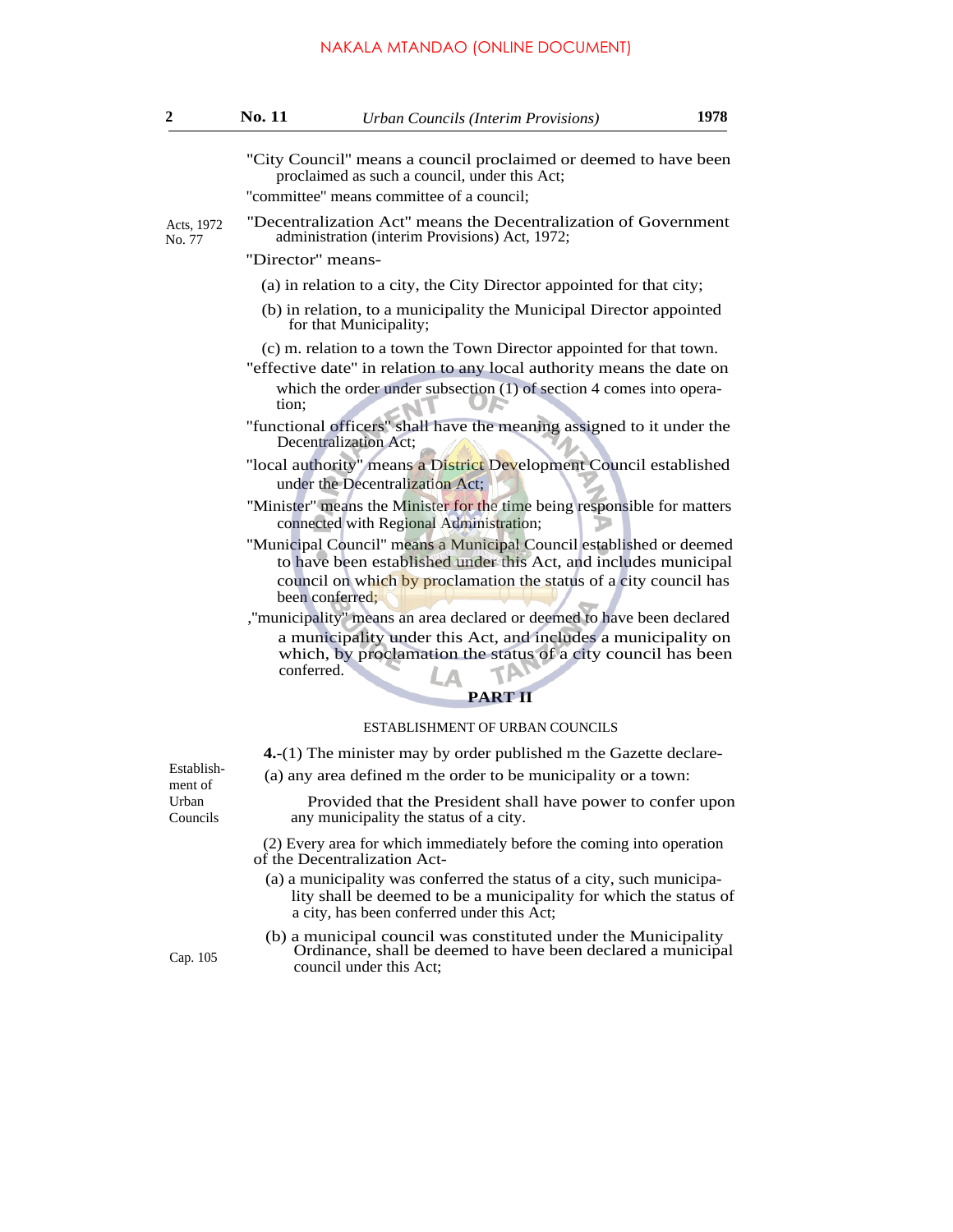"City Council" means a council proclaimed or deemed to have been proclaimed as such a council, under this Act;

"committee" means committee of a council;

Acts, 1972 No. 77

"Decentralization Act" means the Decentralization of Government administration (interim Provisions) Act, 1972;

"Director" means-

(a) in relation to a city, the City Director appointed for that city;

(b) in relation, to a municipality the Municipal Director appointed for that Municipality;

(c) m. relation to a town the Town Director appointed for that town.

"effective date" in relation to any local authority means the date on which the order under subsection (1) of section 4 comes into operation;

"functional officers" shall have the meaning assigned to it under the Decentralization Act;

"local authority" means a District Development Council established under the Decentralization Act;

"Minister" means the Minister for the time being responsible for matters connected with Regional Administration;

"Municipal Council" means a Municipal Council established or deemed to have been established under this Act, and includes municipal council on which by proclamation the status of a city council has been conferred;

,"municipality" means an area declared or deemed to have been declared a municipality under this Act, and includes a municipality on which, by proclamation the status of a city council has been conferred.

## PART II

### ESTABLISHMENT OF URBAN COUNCILS

Establishment of Urban Councils

**4.**-(1) The minister may by order published m the Gazette declare-

(a) any area defined m the order to be municipality or a town:

Provided that the President shall have power to confer upon any municipality the status of a city.

(2) Every area for which immediately before the coming into operation of the Decentralization Act-

(a) a municipality was conferred the status of a city, such municipality shall be deemed to be a municipality for which the status of a city, has been conferred under this Act;

Cap. 105

(b) a municipal council was constituted under the Municipality Ordinance, shall be deemed to have been declared a municipal council under this Act;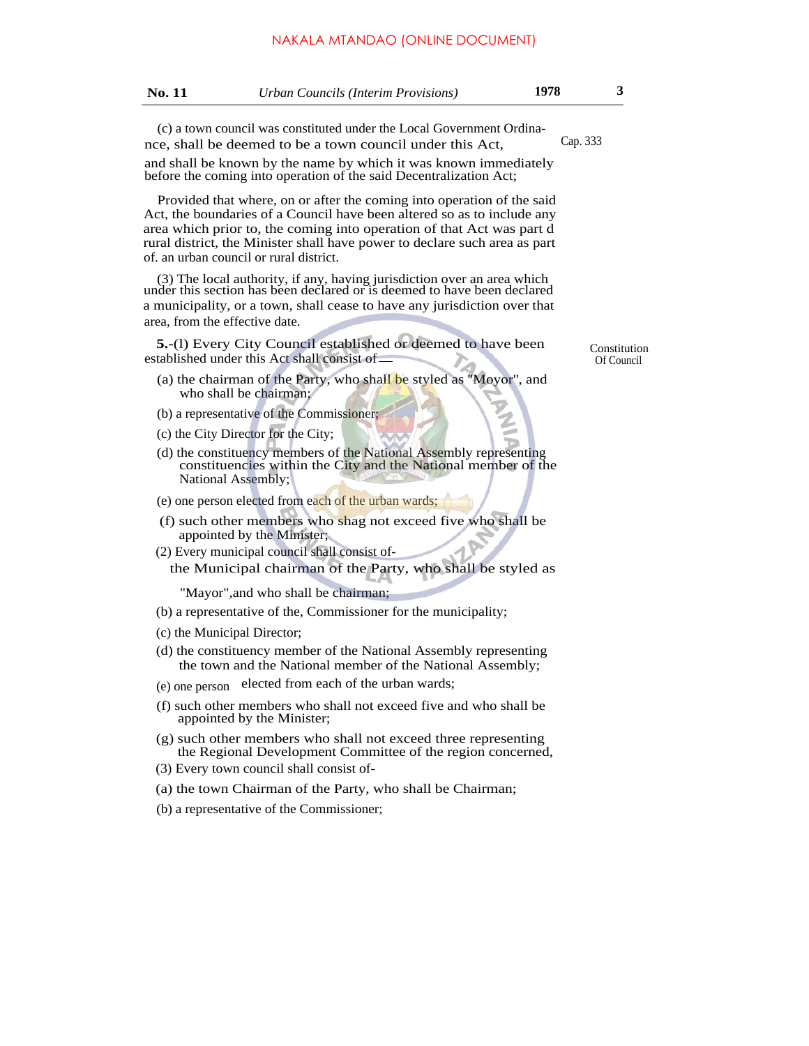(c) a town council was constituted under the Local Government Ordinance, shall be deemed to be a town council under this Act, Cap. 333

and shall be known by the name by which it was known immediately before the coming into operation of the said Decentralization Act;

Provided that where, on or after the coming into operation of the said Act, the boundaries of a Council have been altered so as to include any area which prior to, the coming into operation of that Act was part d rural district, the Minister shall have power to declare such area as part of. an urban council or rural district.

(3) The local authority, if any, having jurisdiction over an area which under this section has been declared or is deemed to have been declared a municipality, or a town, shall cease to have any jurisdiction over that area, from the effective date.

Constitution Of Council

**5.**-(l) Every City Council established or deemed to have been established under this Act shall consist of—

(a) the chairman of the Party, who shall be styled as "Moyor", and who shall be chairman;

(b) a representative of the Commissioner;

(c) the City Director for the City;

(d) the constituency members of the National Assembly representing constituencies within the City and the National member of the National Assembly;

(e) one person elected from each of the urban wards;

(f) such other members who shag not exceed five who shall be appointed by the Minister;

(2) Every municipal council shall consist of-

the Municipal chairman of the Party, who shall be styled as "Mayor",and who shall be chairman;

(b) a representative of the, Commissioner for the municipality;

(c) the Municipal Director;

(d) the constituency member of the National Assembly representing the town and the National member of the National Assembly;

(e) one person elected from each of the urban wards;

(f) such other members who shall not exceed five and who shall be appointed by the Minister;

(g) such other members who shall not exceed three representing the Regional Development Committee of the region concerned,

(3) Every town council shall consist of-

(a) the town Chairman of the Party, who shall be Chairman;

(b) a representative of the Commissioner;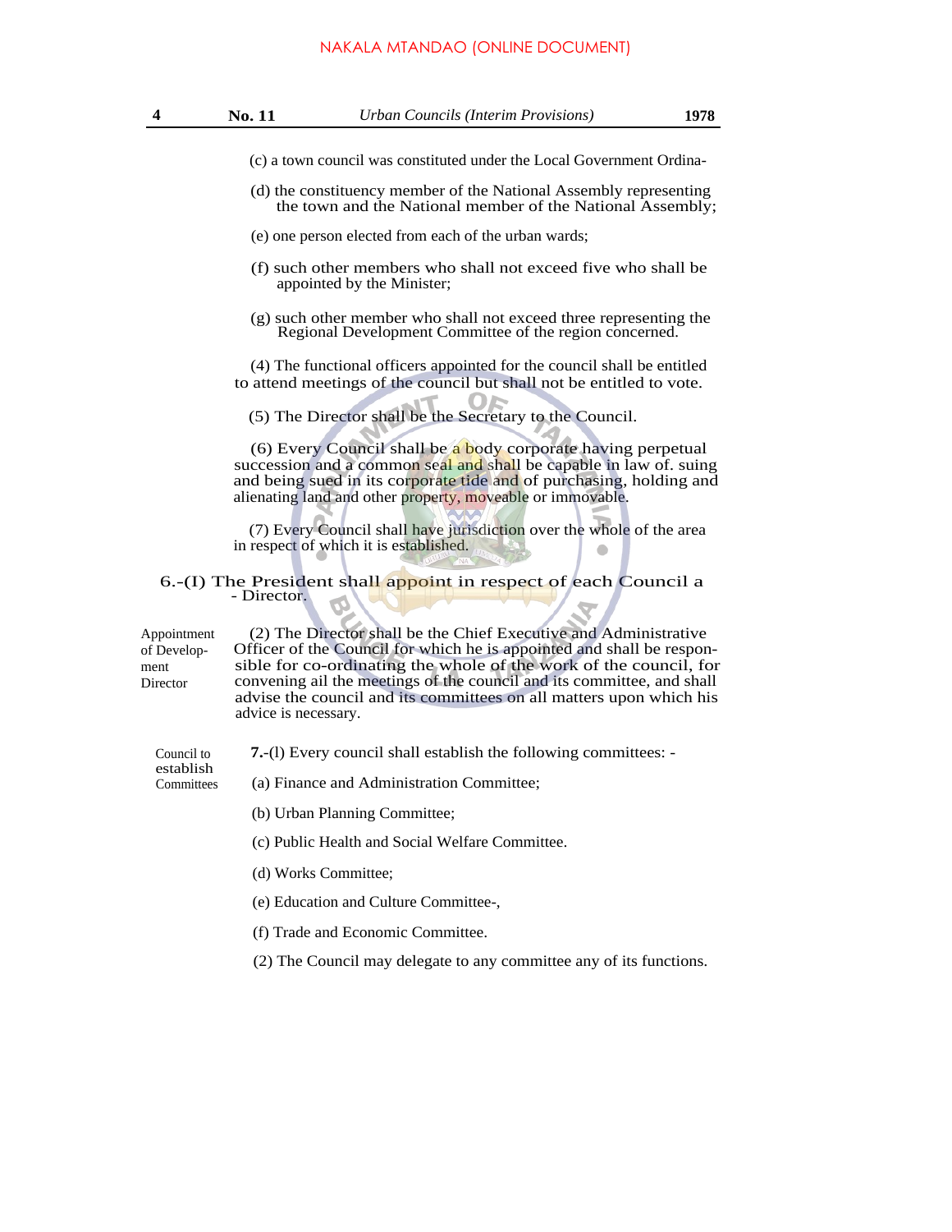(c) a town council was constituted under the Local Government Ordina-

(d) the constituency member of the National Assembly representing the town and the National member of the National Assembly;

(e) one person elected from each of the urban wards;

(f) such other members who shall not exceed five who shall be appointed by the Minister;

(g) such other member who shall not exceed three representing the Regional Development Committee of the region concerned.

(4) The functional officers appointed for the council shall be entitled to attend meetings of the council but shall not be entitled to vote.

(5) The Director shall be the Secretary to the Council.

(6) Every Council shall be a body corporate having perpetual succession and a common seal and shall be capable in law of. suing and being sued in its corporate tide and of purchasing, holding and alienating land and other property, moveable or immovable.

(7) Every Council shall have jurisdiction over the whole of the area in respect of which it is established.

Appointment of Development Director

6.-(I) The President shall appoint in respect of each Council a - Director.

(2) The Director shall be the Chief Executive and Administrative Officer of the Council for which he is appointed and shall be responsible for co-ordinating the whole of the work of the council, for convening ail the meetings of the council and its committee, and shall advise the council and its committees on all matters upon which his advice is necessary.

Council to establish Committees

**7.**-(l) Every council shall establish the following committees: -

(a) Finance and Administration Committee;

(b) Urban Planning Committee;

(c) Public Health and Social Welfare Committee.

(d) Works Committee;

(e) Education and Culture Committee-,

(f) Trade and Economic Committee.

(2) The Council may delegate to any committee any of its functions.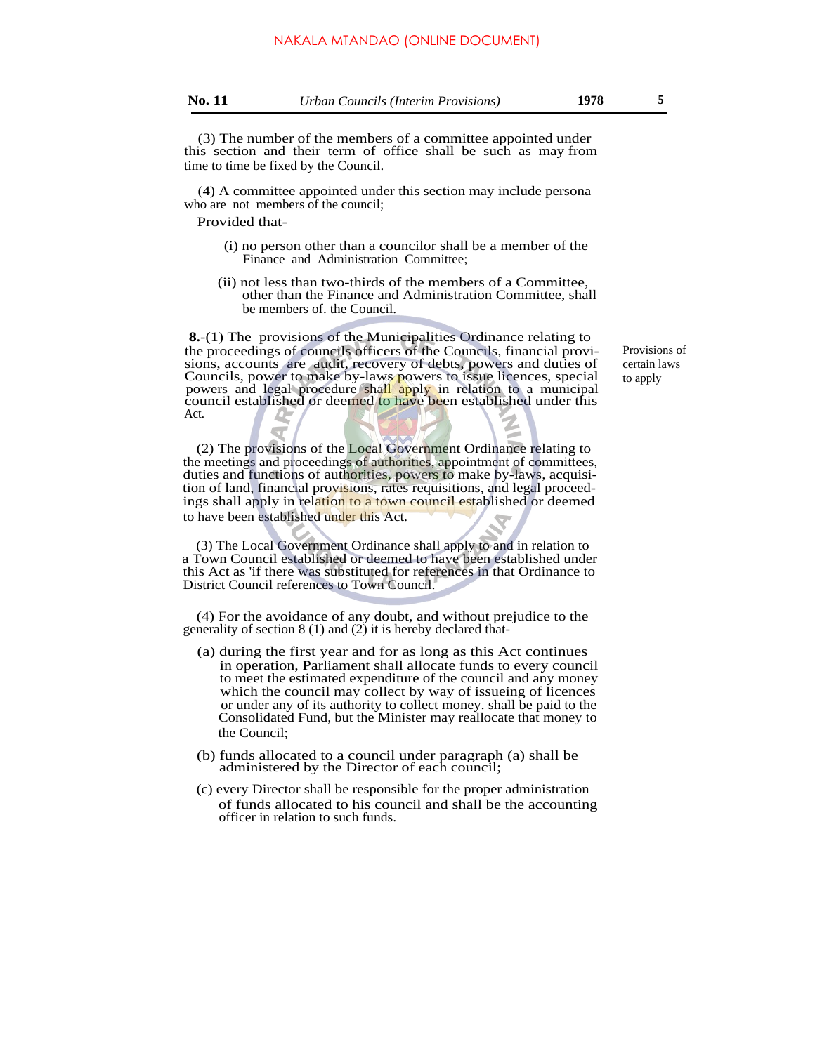(3) The number of the members of a committee appointed under this section and their term of office shall be such as may from time to time be fixed by the Council.

(4) A committee appointed under this section may include persona who are not members of the council;

Provided that-

(i) no person other than a councilor shall be a member of the Finance and Administration Committee;

(ii) not less than two-thirds of the members of a Committee, other than the Finance and Administration Committee, shall be members of. the Council.

Provisions of certain laws to apply

**8.**-(1) The provisions of the Municipalities Ordinance relating to the proceedings of councils officers of the Councils, financial provisions, accounts are audit, recovery of debts, powers and duties of Councils, power to make by-laws powers to issue licences, special powers and legal procedure shall apply in relation to a municipal council established or deemed to have been established under this Act.

(2) The provisions of the Local Government Ordinance relating to the meetings and proceedings of authorities, appointment of committees, duties and functions of authorities, powers to make by-laws, acquisition of land, financial provisions, rates requisitions, and legal proceedings shall apply in relation to a town council established or deemed to have been established under this Act.

(3) The Local Government Ordinance shall apply to and in relation to a Town Council established or deemed to have been established under this Act as 'if there was substituted for references in that Ordinance to District Council references to Town Council.

(4) For the avoidance of any doubt, and without prejudice to the generality of section 8 (1) and (2) it is hereby declared that-

(a) during the first year and for as long as this Act continues in operation, Parliament shall allocate funds to every council to meet the estimated expenditure of the council and any money which the council may collect by way of issueing of licences or under any of its authority to collect money. shall be paid to the Consolidated Fund, but the Minister may reallocate that money to the Council;

(b) funds allocated to a council under paragraph (a) shall be administered by the Director of each council;

(c) every Director shall be responsible for the proper administration of funds allocated to his council and shall be the accounting officer in relation to such funds.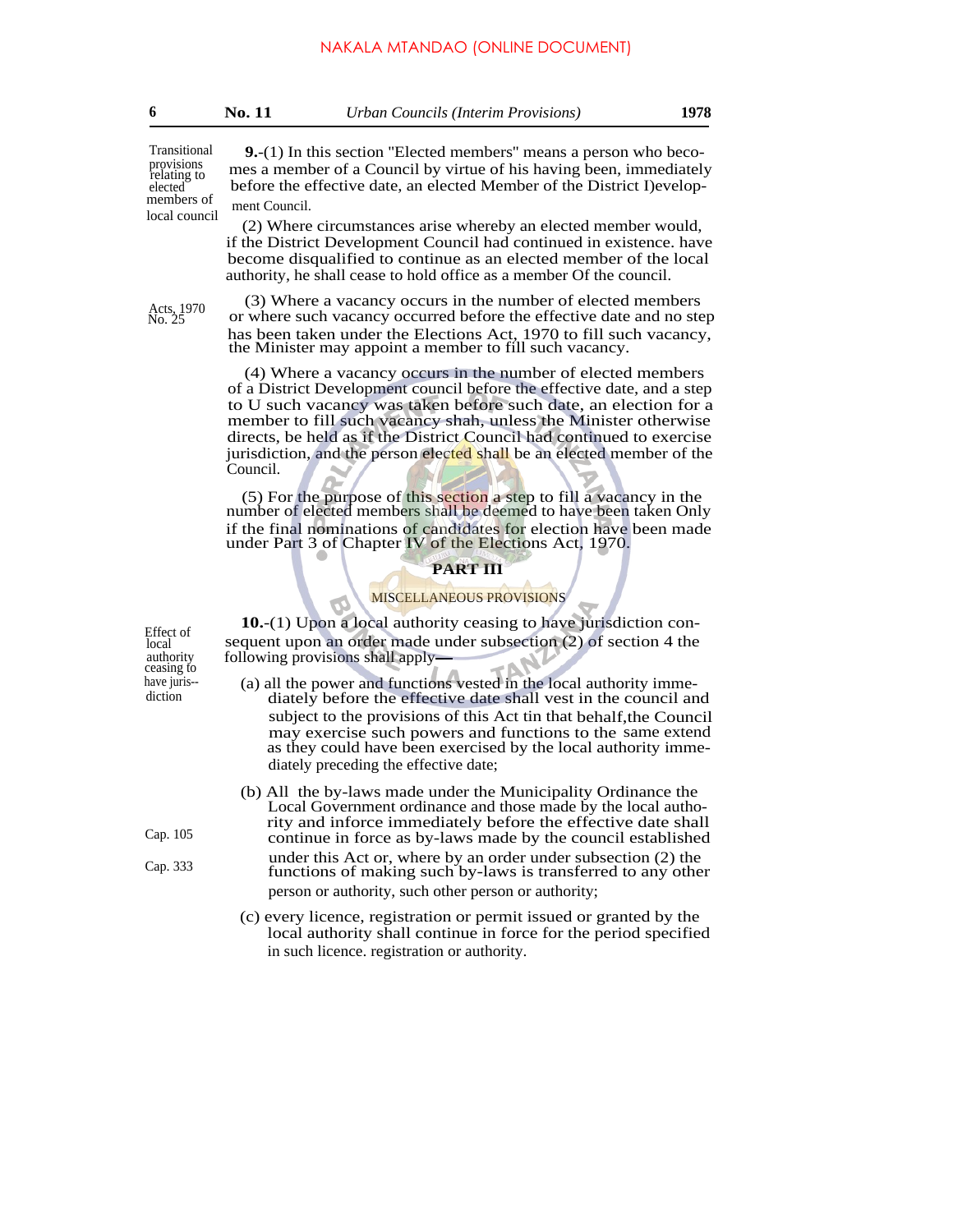Transitional provisions relating to elected members of local council

**9.**-(1) In this section "Elected members" means a person who becomes a member of a Council by virtue of his having been, immediately before the effective date, an elected Member of the District I)evelopment Council.

(2) Where circumstances arise whereby an elected member would, if the District Development Council had continued in existence. have become disqualified to continue as an elected member of the local authority, he shall cease to hold office as a member Of the council.

Acts, 1970 No. 25

(3) Where a vacancy occurs in the number of elected members or where such vacancy occurred before the effective date and no step has been taken under the Elections Act, 1970 to fill such vacancy, the Minister may appoint a member to fill such vacancy.

(4) Where a vacancy occurs in the number of elected members of a District Development council before the effective date, and a step to U such vacancy was taken before such date, an election for a member to fill such vacancy shah, unless the Minister otherwise directs, be held as if the District Council had continued to exercise jurisdiction, and the person elected shall be an elected member of the Council.

(5) For the purpose of this section a step to fill a vacancy in the number of elected members shall be deemed to have been taken Only if the final nominations of candidates for election have been made under Part 3 of Chapter IV of the Elections Act, 1970.

## PART III

### MISCELLANEOUS PROVISIONS

Effect of local authority ceasing to have juris-diction

**10.**-(1) Upon a local authority ceasing to have jurisdiction consequent upon an order made under subsection (2) of section 4 the following provisions shall apply—

(a) all the power and functions vested in the local authority immediately before the effective date shall vest in the council and subject to the provisions of this Act tin that behalf,the Council may exercise such powers and functions to the same extend as they could have been exercised by the local authority immediately preceding the effective date;

Cap. 105

Cap. 333

(b) All the by-laws made under the Municipality Ordinance the Local Government ordinance and those made by the local authority and inforce immediately before the effective date shall continue in force as by-laws made by the council established under this Act or, where by an order under subsection (2) the functions of making such by-laws is transferred to any other person or authority, such other person or authority;

(c) every licence, registration or permit issued or granted by the local authority shall continue in force for the period specified in such licence. registration or authority.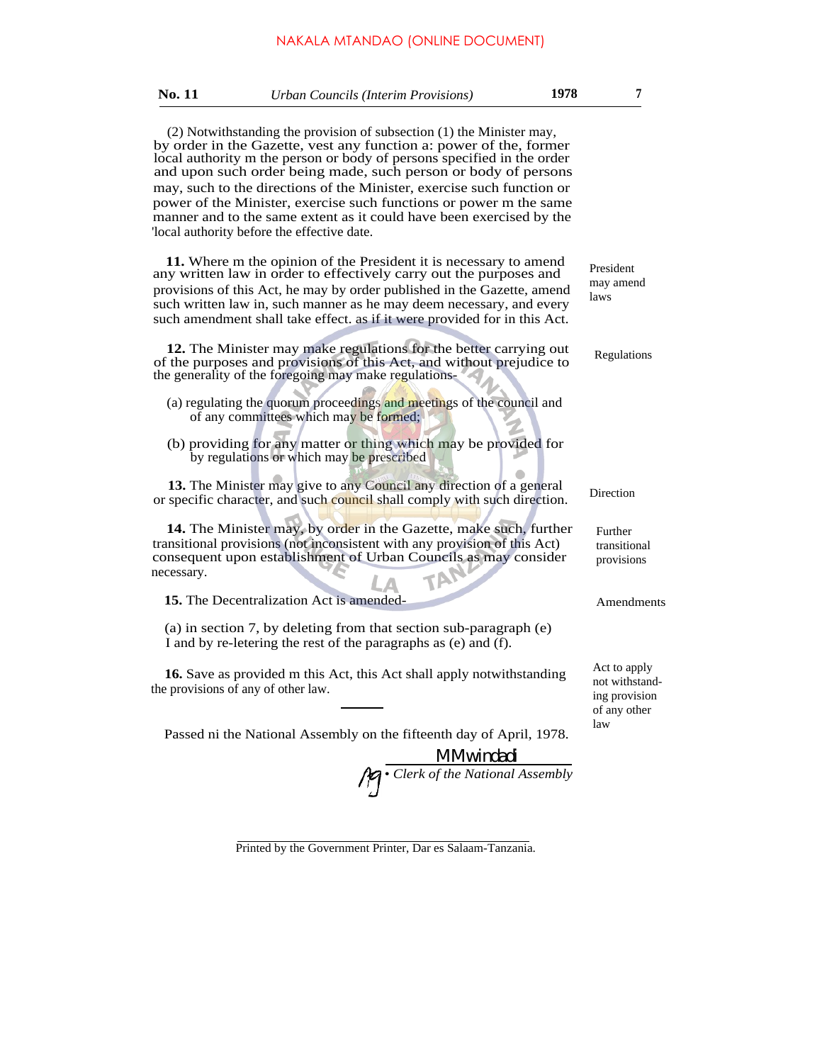(2) Notwithstanding the provision of subsection (1) the Minister may, by order in the Gazette, vest any function a: power of the, former local authority m the person or body of persons specified in the order and upon such order being made, such person or body of persons may, such to the directions of the Minister, exercise such function or power of the Minister, exercise such functions or power m the same manner and to the same extent as it could have been exercised by the 'local authority before the effective date.

President may amend laws

**11.** Where m the opinion of the President it is necessary to amend any written law in order to effectively carry out the purposes and provisions of this Act, he may by order published in the Gazette, amend such written law in, such manner as he may deem necessary, and every such amendment shall take effect. as if it were provided for in this Act.

Regulations

**12.** The Minister may make regulations for the better carrying out of the purposes and provisions of this Act, and without prejudice to the generality of the foregoing may make regulations-

(a) regulating the quorum proceedings and meetings of the council and of any committees which may be formed;

(b) providing for any matter or thing which may be provided for by regulations or which may be prescribed

Direction

**13.** The Minister may give to any Council any direction of a general or specific character, and such council shall comply with such direction.

Further transitional provisions

**14.** The Minister may, by order in the Gazette, make such, further transitional provisions (not inconsistent with any provision of this Act) consequent upon establishment of Urban Councils as may consider necessary.

Amendments

**15.** The Decentralization Act is amended-

(a) in section 7, by deleting from that section sub-paragraph (e) I and by re-letering the rest of the paragraphs as (e) and (f).

Act to apply not withstanding provision of any other law

**16.** Save as provided m this Act, this Act shall apply notwithstanding the provisions of any of other law.

Passed ni the National Assembly on the fifteenth day of April, 1978.

M Mwindadi

*Clerk of the National Assembly*

Printed by the Government Printer, Dar es Salaam-Tanzania.